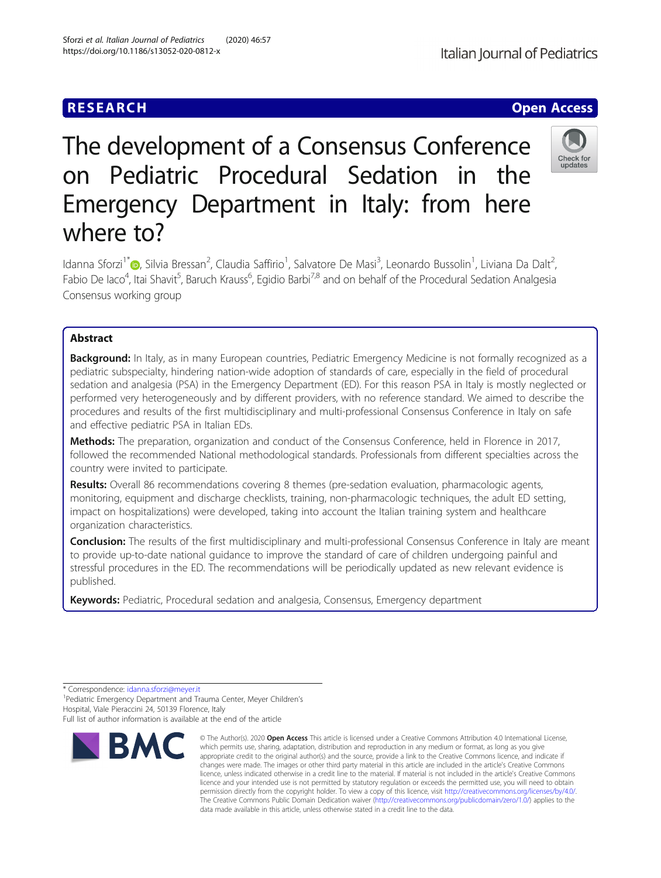RESEARCH

Open Access

# The development of a Consensus Conference on Pediatric Procedural Sedation in the Emergency Department in Italy: from here where to?

Idanna Sforzi[1*], Silvia Bressan[2], Claudia Saffirio[1], Salvatore De Masi[3], Leonardo Bussolin[1], Liviana Da Dalt[2], Fabio De Iaco[4], Itai Shavit[5], Baruch Krauss[6], Egidio Barbi[7,8] and on behalf of the Procedural Sedation Analgesia Consensus working group

## Abstract

**Background:** In Italy, as in many European countries, Pediatric Emergency Medicine is not formally recognized as a pediatric subspecialty, hindering nation-wide adoption of standards of care, especially in the field of procedural sedation and analgesia (PSA) in the Emergency Department (ED). For this reason PSA in Italy is mostly neglected or performed very heterogeneously and by different providers, with no reference standard. We aimed to describe the procedures and results of the first multidisciplinary and multi-professional Consensus Conference in Italy on safe and effective pediatric PSA in Italian EDs.

**Methods:** The preparation, organization and conduct of the Consensus Conference, held in Florence in 2017, followed the recommended National methodological standards. Professionals from different specialties across the country were invited to participate.

**Results:** Overall 86 recommendations covering 8 themes (pre-sedation evaluation, pharmacologic agents, monitoring, equipment and discharge checklists, training, non-pharmacologic techniques, the adult ED setting, impact on hospitalizations) were developed, taking into account the Italian training system and healthcare organization characteristics.

**Conclusion:** The results of the first multidisciplinary and multi-professional Consensus Conference in Italy are meant to provide up-to-date national guidance to improve the standard of care of children undergoing painful and stressful procedures in the ED. The recommendations will be periodically updated as new relevant evidence is published.

**Keywords:** Pediatric, Procedural sedation and analgesia, Consensus, Emergency department

\* Correspondence: idanna.sforzi@meyer.it
[1]Pediatric Emergency Department and Trauma Center, Meyer Children's Hospital, Viale Pieraccini 24, 50139 Florence, Italy
Full list of author information is available at the end of the article

© The Author(s). 2020 **Open Access** This article is licensed under a Creative Commons Attribution 4.0 International License, which permits use, sharing, adaptation, distribution and reproduction in any medium or format, as long as you give appropriate credit to the original author(s) and the source, provide a link to the Creative Commons licence, and indicate if changes were made. The images or other third party material in this article are included in the article's Creative Commons licence, unless indicated otherwise in a credit line to the material. If material is not included in the article's Creative Commons licence and your intended use is not permitted by statutory regulation or exceeds the permitted use, you will need to obtain permission directly from the copyright holder. To view a copy of this licence, visit http://creativecommons.org/licenses/by/4.0/. The Creative Commons Public Domain Dedication waiver (http://creativecommons.org/publicdomain/zero/1.0/) applies to the data made available in this article, unless otherwise stated in a credit line to the data.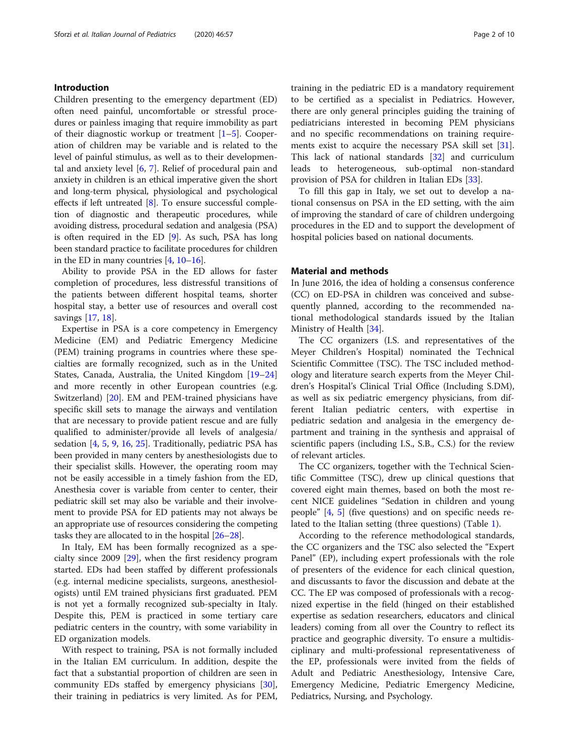## Introduction

Children presenting to the emergency department (ED) often need painful, uncomfortable or stressful procedures or painless imaging that require immobility as part of their diagnostic workup or treatment [1–5]. Cooperation of children may be variable and is related to the level of painful stimulus, as well as to their developmental and anxiety level [6, 7]. Relief of procedural pain and anxiety in children is an ethical imperative given the short and long-term physical, physiological and psychological effects if left untreated [8]. To ensure successful completion of diagnostic and therapeutic procedures, while avoiding distress, procedural sedation and analgesia (PSA) is often required in the ED [9]. As such, PSA has long been standard practice to facilitate procedures for children in the ED in many countries [4, 10–16].

Ability to provide PSA in the ED allows for faster completion of procedures, less distressful transitions of the patients between different hospital teams, shorter hospital stay, a better use of resources and overall cost savings [17, 18].

Expertise in PSA is a core competency in Emergency Medicine (EM) and Pediatric Emergency Medicine (PEM) training programs in countries where these specialties are formally recognized, such as in the United States, Canada, Australia, the United Kingdom [19–24] and more recently in other European countries (e.g. Switzerland) [20]. EM and PEM-trained physicians have specific skill sets to manage the airways and ventilation that are necessary to provide patient rescue and are fully qualified to administer/provide all levels of analgesia/sedation [4, 5, 9, 16, 25]. Traditionally, pediatric PSA has been provided in many centers by anesthesiologists due to their specialist skills. However, the operating room may not be easily accessible in a timely fashion from the ED, Anesthesia cover is variable from center to center, their pediatric skill set may also be variable and their involvement to provide PSA for ED patients may not always be an appropriate use of resources considering the competing tasks they are allocated to in the hospital [26–28].

In Italy, EM has been formally recognized as a specialty since 2009 [29], when the first residency program started. EDs had been staffed by different professionals (e.g. internal medicine specialists, surgeons, anesthesiologists) until EM trained physicians first graduated. PEM is not yet a formally recognized sub-specialty in Italy. Despite this, PEM is practiced in some tertiary care pediatric centers in the country, with some variability in ED organization models.

With respect to training, PSA is not formally included in the Italian EM curriculum. In addition, despite the fact that a substantial proportion of children are seen in community EDs staffed by emergency physicians [30], their training in pediatrics is very limited. As for PEM, training in the pediatric ED is a mandatory requirement to be certified as a specialist in Pediatrics. However, there are only general principles guiding the training of pediatricians interested in becoming PEM physicians and no specific recommendations on training requirements exist to acquire the necessary PSA skill set [31]. This lack of national standards [32] and curriculum leads to heterogeneous, sub-optimal non-standard provision of PSA for children in Italian EDs [33].

To fill this gap in Italy, we set out to develop a national consensus on PSA in the ED setting, with the aim of improving the standard of care of children undergoing procedures in the ED and to support the development of hospital policies based on national documents.

## Material and methods

In June 2016, the idea of holding a consensus conference (CC) on ED-PSA in children was conceived and subsequently planned, according to the recommended national methodological standards issued by the Italian Ministry of Health [34].

The CC organizers (I.S. and representatives of the Meyer Children's Hospital) nominated the Technical Scientific Committee (TSC). The TSC included methodology and literature search experts from the Meyer Children's Hospital's Clinical Trial Office (Including S.DM), as well as six pediatric emergency physicians, from different Italian pediatric centers, with expertise in pediatric sedation and analgesia in the emergency department and training in the synthesis and appraisal of scientific papers (including I.S., S.B., C.S.) for the review of relevant articles.

The CC organizers, together with the Technical Scientific Committee (TSC), drew up clinical questions that covered eight main themes, based on both the most recent NICE guidelines "Sedation in children and young people" [4, 5] (five questions) and on specific needs related to the Italian setting (three questions) (Table 1).

According to the reference methodological standards, the CC organizers and the TSC also selected the "Expert Panel" (EP), including expert professionals with the role of presenters of the evidence for each clinical question, and discussants to favor the discussion and debate at the CC. The EP was composed of professionals with a recognized expertise in the field (hinged on their established expertise as sedation researchers, educators and clinical leaders) coming from all over the Country to reflect its practice and geographic diversity. To ensure a multidisciplinary and multi-professional representativeness of the EP, professionals were invited from the fields of Adult and Pediatric Anesthesiology, Intensive Care, Emergency Medicine, Pediatric Emergency Medicine, Pediatrics, Nursing, and Psychology.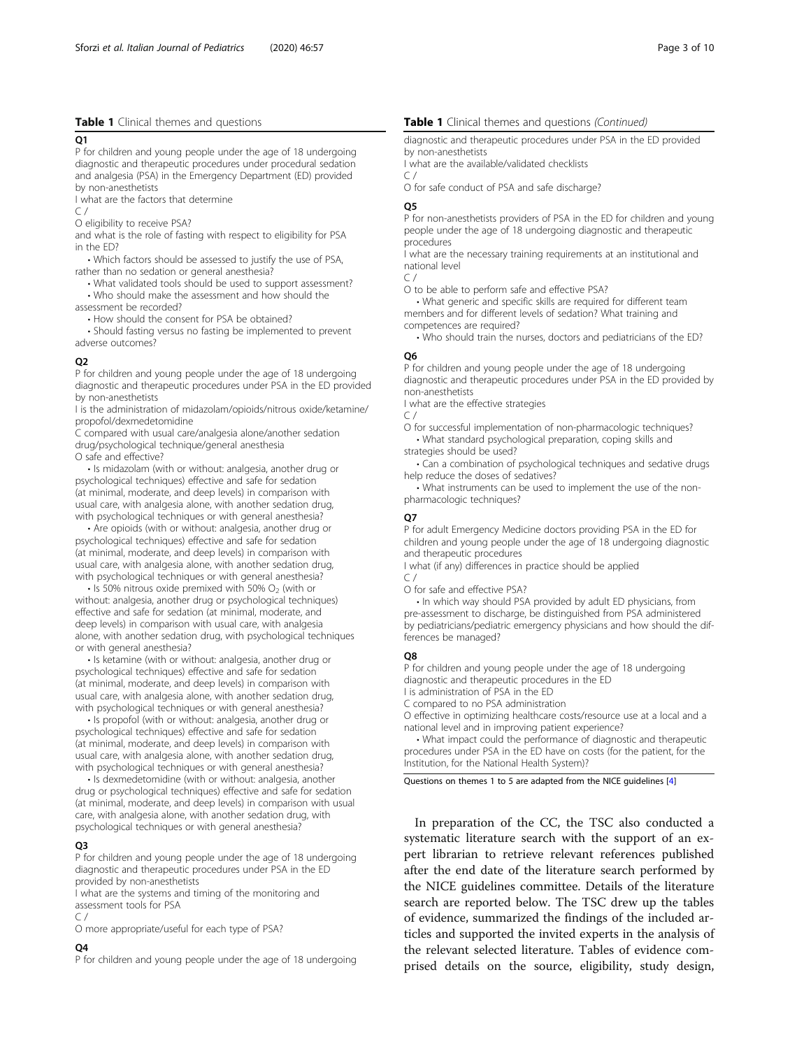**Table 1** Clinical themes and questions

**Q1**

P for children and young people under the age of 18 undergoing diagnostic and therapeutic procedures under procedural sedation and analgesia (PSA) in the Emergency Department (ED) provided by non-anesthetists

I what are the factors that determine

C /

O eligibility to receive PSA?

and what is the role of fasting with respect to eligibility for PSA in the ED?

- Which factors should be assessed to justify the use of PSA, rather than no sedation or general anesthesia?
- What validated tools should be used to support assessment?
- Who should make the assessment and how should the assessment be recorded?
- How should the consent for PSA be obtained?
- Should fasting versus no fasting be implemented to prevent adverse outcomes?

**Q2**

P for children and young people under the age of 18 undergoing diagnostic and therapeutic procedures under PSA in the ED provided by non-anesthetists

I is the administration of midazolam/opioids/nitrous oxide/ketamine/propofol/dexmedetomidine

C compared with usual care/analgesia alone/another sedation drug/psychological technique/general anesthesia

O safe and effective?

- Is midazolam (with or without: analgesia, another drug or psychological techniques) effective and safe for sedation (at minimal, moderate, and deep levels) in comparison with usual care, with analgesia alone, with another sedation drug, with psychological techniques or with general anesthesia?
- Are opioids (with or without: analgesia, another drug or psychological techniques) effective and safe for sedation (at minimal, moderate, and deep levels) in comparison with usual care, with analgesia alone, with another sedation drug, with psychological techniques or with general anesthesia?
- Is 50% nitrous oxide premixed with 50% $O_2$ (with or without: analgesia, another drug or psychological techniques) effective and safe for sedation (at minimal, moderate, and deep levels) in comparison with usual care, with analgesia alone, with another sedation drug, with psychological techniques or with general anesthesia?
- Is ketamine (with or without: analgesia, another drug or psychological techniques) effective and safe for sedation (at minimal, moderate, and deep levels) in comparison with usual care, with analgesia alone, with another sedation drug, with psychological techniques or with general anesthesia?
- Is propofol (with or without: analgesia, another drug or psychological techniques) effective and safe for sedation (at minimal, moderate, and deep levels) in comparison with usual care, with analgesia alone, with another sedation drug, with psychological techniques or with general anesthesia?
- Is dexmedetomidine (with or without: analgesia, another drug or psychological techniques) effective and safe for sedation (at minimal, moderate, and deep levels) in comparison with usual care, with analgesia alone, with another sedation drug, with psychological techniques or with general anesthesia?

**Q3**

P for children and young people under the age of 18 undergoing diagnostic and therapeutic procedures under PSA in the ED provided by non-anesthetists

I what are the systems and timing of the monitoring and assessment tools for PSA

C /

O more appropriate/useful for each type of PSA?

**Q4**

P for children and young people under the age of 18 undergoing diagnostic and therapeutic procedures under PSA in the ED provided by non-anesthetists

I what are the available/validated checklists

C /

O for safe conduct of PSA and safe discharge?

**Q5**

P for non-anesthetists providers of PSA in the ED for children and young people under the age of 18 undergoing diagnostic and therapeutic procedures

I what are the necessary training requirements at an institutional and national level

C /

O to be able to perform safe and effective PSA?

- What generic and specific skills are required for different team members and for different levels of sedation? What training and competences are required?
- Who should train the nurses, doctors and pediatricians of the ED?

**Q6**

P for children and young people under the age of 18 undergoing diagnostic and therapeutic procedures under PSA in the ED provided by non-anesthetists

I what are the effective strategies

C /

O for successful implementation of non-pharmacologic techniques?

- What standard psychological preparation, coping skills and strategies should be used?
- Can a combination of psychological techniques and sedative drugs help reduce the doses of sedatives?
- What instruments can be used to implement the use of the non-pharmacologic techniques?

**Q7**

P for adult Emergency Medicine doctors providing PSA in the ED for children and young people under the age of 18 undergoing diagnostic and therapeutic procedures

I what (if any) differences in practice should be applied

C /

O for safe and effective PSA?

- In which way should PSA provided by adult ED physicians, from pre-assessment to discharge, be distinguished from PSA administered by pediatricians/pediatric emergency physicians and how should the differences be managed?

**Q8**

P for children and young people under the age of 18 undergoing diagnostic and therapeutic procedures in the ED

I is administration of PSA in the ED

C compared to no PSA administration

O effective in optimizing healthcare costs/resource use at a local and a national level and in improving patient experience?

- What impact could the performance of diagnostic and therapeutic procedures under PSA in the ED have on costs (for the patient, for the Institution, for the National Health System)?

Questions on themes 1 to 5 are adapted from the NICE guidelines [4]

In preparation of the CC, the TSC also conducted a systematic literature search with the support of an expert librarian to retrieve relevant references published after the end date of the literature search performed by the NICE guidelines committee. Details of the literature search are reported below. The TSC drew up the tables of evidence, summarized the findings of the included articles and supported the invited experts in the analysis of the relevant selected literature. Tables of evidence comprised details on the source, eligibility, study design,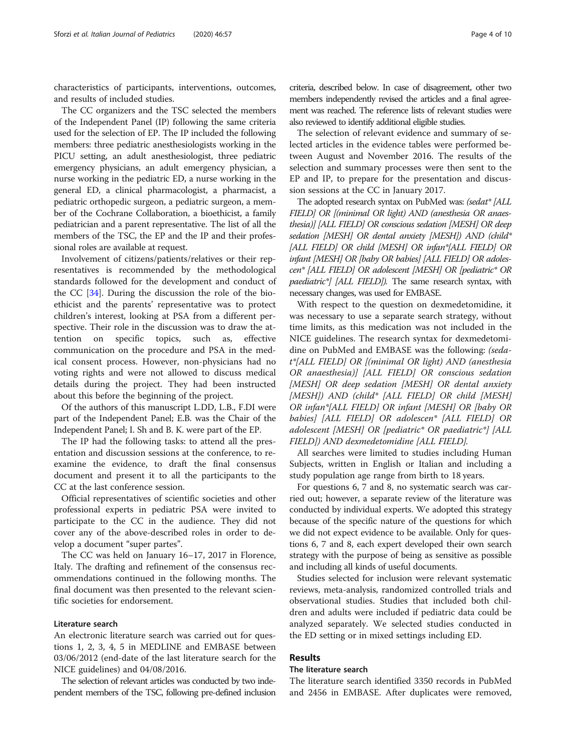characteristics of participants, interventions, outcomes, and results of included studies.

The CC organizers and the TSC selected the members of the Independent Panel (IP) following the same criteria used for the selection of EP. The IP included the following members: three pediatric anesthesiologists working in the PICU setting, an adult anesthesiologist, three pediatric emergency physicians, an adult emergency physician, a nurse working in the pediatric ED, a nurse working in the general ED, a clinical pharmacologist, a pharmacist, a pediatric orthopedic surgeon, a pediatric surgeon, a member of the Cochrane Collaboration, a bioethicist, a family pediatrician and a parent representative. The list of all the members of the TSC, the EP and the IP and their professional roles are available at request.

Involvement of citizens/patients/relatives or their representatives is recommended by the methodological standards followed for the development and conduct of the CC [34]. During the discussion the role of the bioethicist and the parents' representative was to protect children's interest, looking at PSA from a different perspective. Their role in the discussion was to draw the attention on specific topics, such as, effective communication on the procedure and PSA in the medical consent process. However, non-physicians had no voting rights and were not allowed to discuss medical details during the project. They had been instructed about this before the beginning of the project.

Of the authors of this manuscript L.DD, L.B., F.DI were part of the Independent Panel; E.B. was the Chair of the Independent Panel; I. Sh and B. K. were part of the EP.

The IP had the following tasks: to attend all the presentation and discussion sessions at the conference, to re-examine the evidence, to draft the final consensus document and present it to all the participants to the CC at the last conference session.

Official representatives of scientific societies and other professional experts in pediatric PSA were invited to participate to the CC in the audience. They did not cover any of the above-described roles in order to develop a document "super partes".

The CC was held on January 16–17, 2017 in Florence, Italy. The drafting and refinement of the consensus recommendations continued in the following months. The final document was then presented to the relevant scientific societies for endorsement.

### Literature search

An electronic literature search was carried out for questions 1, 2, 3, 4, 5 in MEDLINE and EMBASE between 03/06/2012 (end-date of the last literature search for the NICE guidelines) and 04/08/2016.

The selection of relevant articles was conducted by two independent members of the TSC, following pre-defined inclusion criteria, described below. In case of disagreement, other two members independently revised the articles and a final agreement was reached. The reference lists of relevant studies were also reviewed to identify additional eligible studies.

The selection of relevant evidence and summary of selected articles in the evidence tables were performed between August and November 2016. The results of the selection and summary processes were then sent to the EP and IP, to prepare for the presentation and discussion sessions at the CC in January 2017.

The adopted research syntax on PubMed was: *(sedat* [ALL FIELD] OR [(minimal OR light) AND (anesthesia OR anaesthesia)] [ALL FIELD] OR conscious sedation [MESH] OR deep sedation [MESH] OR dental anxiety [MESH]) AND (child* [ALL FIELD] OR child [MESH] OR infan*[ALL FIELD] OR infant [MESH] OR [baby OR babies] [ALL FIELD] OR adolescen* [ALL FIELD] OR adolescent [MESH] OR [pediatric* OR paediatric*] [ALL FIELD])*. The same research syntax, with necessary changes, was used for EMBASE.

With respect to the question on dexmedetomidine, it was necessary to use a separate search strategy, without time limits, as this medication was not included in the NICE guidelines. The research syntax for dexmedetomidine on PubMed and EMBASE was the following: *(sedat*[ALL FIELD] OR [(minimal OR light) AND (anesthesia OR anaesthesia)] [ALL FIELD] OR conscious sedation [MESH] OR deep sedation [MESH] OR dental anxiety [MESH]) AND (child* [ALL FIELD] OR child [MESH] OR infan*[ALL FIELD] OR infant [MESH] OR [baby OR babies] [ALL FIELD] OR adolescen* [ALL FIELD] OR adolescent [MESH] OR [pediatric* OR paediatric*] [ALL FIELD]) AND dexmedetomidine [ALL FIELD].*

All searches were limited to studies including Human Subjects, written in English or Italian and including a study population age range from birth to 18 years.

For questions 6, 7 and 8, no systematic search was carried out; however, a separate review of the literature was conducted by individual experts. We adopted this strategy because of the specific nature of the questions for which we did not expect evidence to be available. Only for questions 6, 7 and 8, each expert developed their own search strategy with the purpose of being as sensitive as possible and including all kinds of useful documents.

Studies selected for inclusion were relevant systematic reviews, meta-analysis, randomized controlled trials and observational studies. Studies that included both children and adults were included if pediatric data could be analyzed separately. We selected studies conducted in the ED setting or in mixed settings including ED.

## Results

### The literature search

The literature search identified 3350 records in PubMed and 2456 in EMBASE. After duplicates were removed,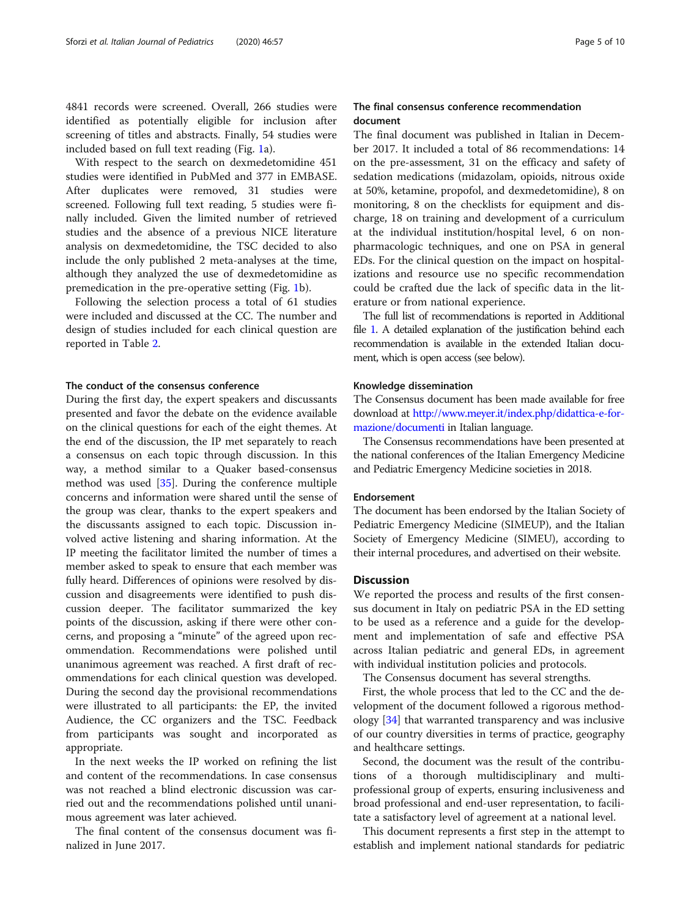4841 records were screened. Overall, 266 studies were identified as potentially eligible for inclusion after screening of titles and abstracts. Finally, 54 studies were included based on full text reading (Fig. 1a).

With respect to the search on dexmedetomidine 451 studies were identified in PubMed and 377 in EMBASE. After duplicates were removed, 31 studies were screened. Following full text reading, 5 studies were finally included. Given the limited number of retrieved studies and the absence of a previous NICE literature analysis on dexmedetomidine, the TSC decided to also include the only published 2 meta-analyses at the time, although they analyzed the use of dexmedetomidine as premedication in the pre-operative setting (Fig. 1b).

Following the selection process a total of 61 studies were included and discussed at the CC. The number and design of studies included for each clinical question are reported in Table 2.

### The conduct of the consensus conference

During the first day, the expert speakers and discussants presented and favor the debate on the evidence available on the clinical questions for each of the eight themes. At the end of the discussion, the IP met separately to reach a consensus on each topic through discussion. In this way, a method similar to a Quaker based-consensus method was used [35]. During the conference multiple concerns and information were shared until the sense of the group was clear, thanks to the expert speakers and the discussants assigned to each topic. Discussion involved active listening and sharing information. At the IP meeting the facilitator limited the number of times a member asked to speak to ensure that each member was fully heard. Differences of opinions were resolved by discussion and disagreements were identified to push discussion deeper. The facilitator summarized the key points of the discussion, asking if there were other concerns, and proposing a "minute" of the agreed upon recommendation. Recommendations were polished until unanimous agreement was reached. A first draft of recommendations for each clinical question was developed. During the second day the provisional recommendations were illustrated to all participants: the EP, the invited Audience, the CC organizers and the TSC. Feedback from participants was sought and incorporated as appropriate.

In the next weeks the IP worked on refining the list and content of the recommendations. In case consensus was not reached a blind electronic discussion was carried out and the recommendations polished until unanimous agreement was later achieved.

The final content of the consensus document was finalized in June 2017.

### The final consensus conference recommendation document

The final document was published in Italian in December 2017. It included a total of 86 recommendations: 14 on the pre-assessment, 31 on the efficacy and safety of sedation medications (midazolam, opioids, nitrous oxide at 50%, ketamine, propofol, and dexmedetomidine), 8 on monitoring, 8 on the checklists for equipment and discharge, 18 on training and development of a curriculum at the individual institution/hospital level, 6 on non-pharmacologic techniques, and one on PSA in general EDs. For the clinical question on the impact on hospitalizations and resource use no specific recommendation could be crafted due the lack of specific data in the literature or from national experience.

The full list of recommendations is reported in Additional file 1. A detailed explanation of the justification behind each recommendation is available in the extended Italian document, which is open access (see below).

### Knowledge dissemination

The Consensus document has been made available for free download at http://www.meyer.it/index.php/didattica-e-formazione/documenti in Italian language.

The Consensus recommendations have been presented at the national conferences of the Italian Emergency Medicine and Pediatric Emergency Medicine societies in 2018.

### Endorsement

The document has been endorsed by the Italian Society of Pediatric Emergency Medicine (SIMEUP), and the Italian Society of Emergency Medicine (SIMEU), according to their internal procedures, and advertised on their website.

## Discussion

We reported the process and results of the first consensus document in Italy on pediatric PSA in the ED setting to be used as a reference and a guide for the development and implementation of safe and effective PSA across Italian pediatric and general EDs, in agreement with individual institution policies and protocols.

The Consensus document has several strengths.

First, the whole process that led to the CC and the development of the document followed a rigorous methodology [34] that warranted transparency and was inclusive of our country diversities in terms of practice, geography and healthcare settings.

Second, the document was the result of the contributions of a thorough multidisciplinary and multiprofessional group of experts, ensuring inclusiveness and broad professional and end-user representation, to facilitate a satisfactory level of agreement at a national level.

This document represents a first step in the attempt to establish and implement national standards for pediatric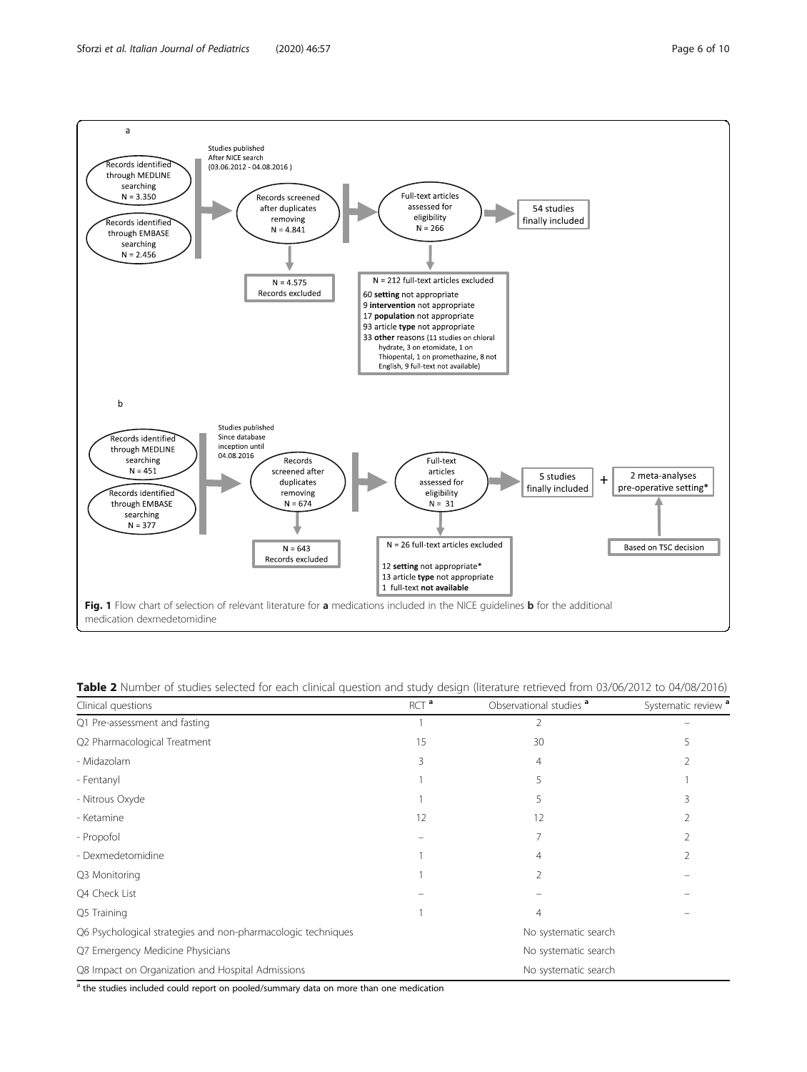a

Studies published After NICE search (03.06.2012 - 04.08.2016)

Records identified through MEDLINE searching N = 3.350

Records identified through EMBASE searching N = 2.456

Records screened after duplicates removing N = 4.841

N = 4.575 Records excluded

Full-text articles assessed for eligibility N = 266

N = 212 full-text articles excluded
60 **setting** not appropriate
9 **intervention** not appropriate
17 **population** not appropriate
93 article **type** not appropriate
33 **other** reasons (11 studies on chloral hydrate, 3 on etomidate, 1 on Thiopental, 1 on promethazine, 8 not English, 9 full-text not available)

54 studies finally included

b

Studies published Since database inception until 04.08.2016

Records identified through MEDLINE searching N = 451

Records identified through EMBASE searching N = 377

Records screened after duplicates removing N = 674

N = 643 Records excluded

Full-text articles assessed for eligibility N = 31

N = 26 full-text articles excluded
12 **setting** not appropriate*
13 article **type** not appropriate
1 full-text **not available**

5 studies finally included + 2 meta-analyses pre-operative setting*

Based on TSC decision

**Fig. 1** Flow chart of selection of relevant literature for **a** medications included in the NICE guidelines **b** for the additional medication dexmedetomidine

**Table 2** Number of studies selected for each clinical question and study design (literature retrieved from 03/06/2012 to 04/08/2016)

| Clinical questions | RCT [a] | Observational studies [a] | Systematic review [a] |
|---|---|---|---|
| Q1 Pre-assessment and fasting | 1 | 2 | – |
| Q2 Pharmacological Treatment | 15 | 30 | 5 |
| - Midazolam | 3 | 4 | 2 |
| - Fentanyl | 1 | 5 | 1 |
| - Nitrous Oxyde | 1 | 5 | 3 |
| - Ketamine | 12 | 12 | 2 |
| - Propofol | – | 7 | 2 |
| - Dexmedetomidine | 1 | 4 | 2 |
| Q3 Monitoring | 1 | 2 | – |
| Q4 Check List | – | – | – |
| Q5 Training | 1 | 4 | – |
| Q6 Psychological strategies and non-pharmacologic techniques | | No systematic search | |
| Q7 Emergency Medicine Physicians | | No systematic search | |
| Q8 Impact on Organization and Hospital Admissions | | No systematic search | |

[a] the studies included could report on pooled/summary data on more than one medication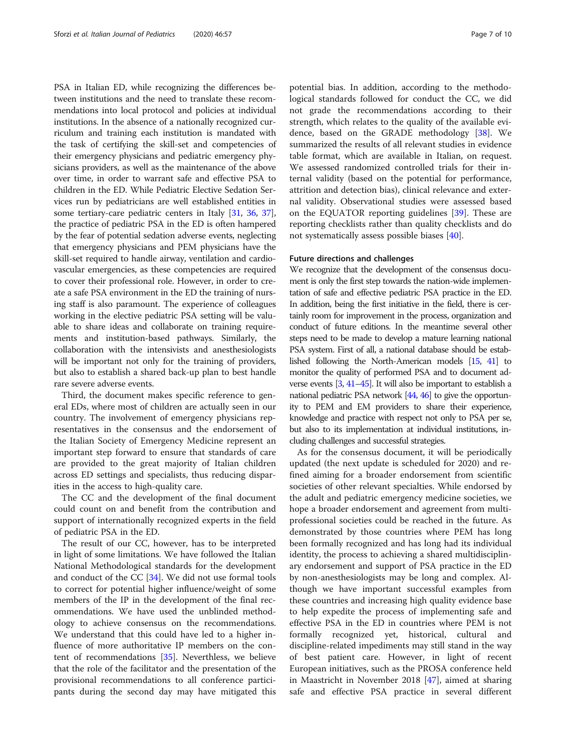PSA in Italian ED, while recognizing the differences between institutions and the need to translate these recommendations into local protocol and policies at individual institutions. In the absence of a nationally recognized curriculum and training each institution is mandated with the task of certifying the skill-set and competencies of their emergency physicians and pediatric emergency physicians providers, as well as the maintenance of the above over time, in order to warrant safe and effective PSA to children in the ED. While Pediatric Elective Sedation Services run by pediatricians are well established entities in some tertiary-care pediatric centers in Italy [31, 36, 37], the practice of pediatric PSA in the ED is often hampered by the fear of potential sedation adverse events, neglecting that emergency physicians and PEM physicians have the skill-set required to handle airway, ventilation and cardiovascular emergencies, as these competencies are required to cover their professional role. However, in order to create a safe PSA environment in the ED the training of nursing staff is also paramount. The experience of colleagues working in the elective pediatric PSA setting will be valuable to share ideas and collaborate on training requirements and institution-based pathways. Similarly, the collaboration with the intensivists and anesthesiologists will be important not only for the training of providers, but also to establish a shared back-up plan to best handle rare severe adverse events.

Third, the document makes specific reference to general EDs, where most of children are actually seen in our country. The involvement of emergency physicians representatives in the consensus and the endorsement of the Italian Society of Emergency Medicine represent an important step forward to ensure that standards of care are provided to the great majority of Italian children across ED settings and specialists, thus reducing disparities in the access to high-quality care.

The CC and the development of the final document could count on and benefit from the contribution and support of internationally recognized experts in the field of pediatric PSA in the ED.

The result of our CC, however, has to be interpreted in light of some limitations. We have followed the Italian National Methodological standards for the development and conduct of the CC [34]. We did not use formal tools to correct for potential higher influence/weight of some members of the IP in the development of the final recommendations. We have used the unblinded methodology to achieve consensus on the recommendations. We understand that this could have led to a higher influence of more authoritative IP members on the content of recommendations [35]. Neverthless, we believe that the role of the facilitator and the presentation of the provisional recommendations to all conference participants during the second day may have mitigated this potential bias. In addition, according to the methodological standards followed for conduct the CC, we did not grade the recommendations according to their strength, which relates to the quality of the available evidence, based on the GRADE methodology [38]. We summarized the results of all relevant studies in evidence table format, which are available in Italian, on request. We assessed randomized controlled trials for their internal validity (based on the potential for performance, attrition and detection bias), clinical relevance and external validity. Observational studies were assessed based on the EQUATOR reporting guidelines [39]. These are reporting checklists rather than quality checklists and do not systematically assess possible biases [40].

### Future directions and challenges

We recognize that the development of the consensus document is only the first step towards the nation-wide implementation of safe and effective pediatric PSA practice in the ED. In addition, being the first initiative in the field, there is certainly room for improvement in the process, organization and conduct of future editions. In the meantime several other steps need to be made to develop a mature learning national PSA system. First of all, a national database should be established following the North-American models [15, 41] to monitor the quality of performed PSA and to document adverse events [3, 41–45]. It will also be important to establish a national pediatric PSA network [44, 46] to give the opportunity to PEM and EM providers to share their experience, knowledge and practice with respect not only to PSA per se, but also to its implementation at individual institutions, including challenges and successful strategies.

As for the consensus document, it will be periodically updated (the next update is scheduled for 2020) and refined aiming for a broader endorsement from scientific societies of other relevant specialties. While endorsed by the adult and pediatric emergency medicine societies, we hope a broader endorsement and agreement from multiprofessional societies could be reached in the future. As demonstrated by those countries where PEM has long been formally recognized and has long had its individual identity, the process to achieving a shared multidisciplinary endorsement and support of PSA practice in the ED by non-anesthesiologists may be long and complex. Although we have important successful examples from these countries and increasing high quality evidence base to help expedite the process of implementing safe and effective PSA in the ED in countries where PEM is not formally recognized yet, historical, cultural and discipline-related impediments may still stand in the way of best patient care. However, in light of recent European initiatives, such as the PROSA conference held in Maastricht in November 2018 [47], aimed at sharing safe and effective PSA practice in several different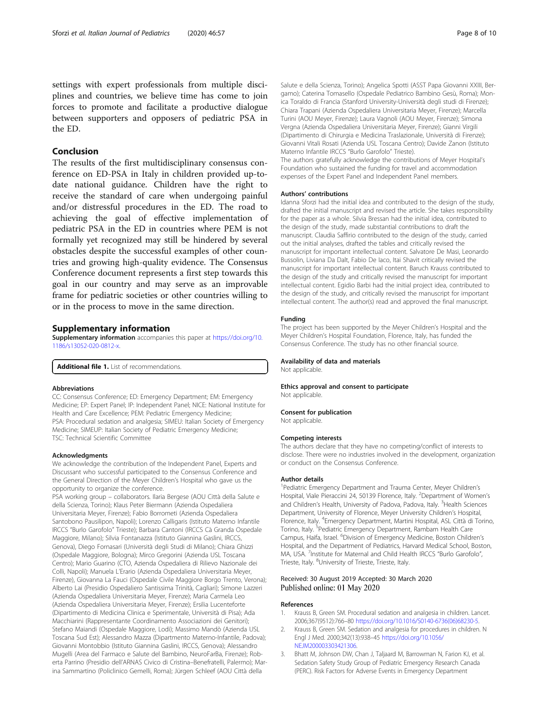settings with expert professionals from multiple disciplines and countries, we believe time has come to join forces to promote and facilitate a productive dialogue between supporters and opposers of pediatric PSA in the ED.

## Conclusion

The results of the first multidisciplinary consensus conference on ED-PSA in Italy in children provided up-to-date national guidance. Children have the right to receive the standard of care when undergoing painful and/or distressful procedures in the ED. The road to achieving the goal of effective implementation of pediatric PSA in the ED in countries where PEM is not formally yet recognized may still be hindered by several obstacles despite the successful examples of other countries and growing high-quality evidence. The Consensus Conference document represents a first step towards this goal in our country and may serve as an improvable frame for pediatric societies or other countries willing to or in the process to move in the same direction.

## Supplementary information

**Supplementary information** accompanies this paper at https://doi.org/10.1186/s13052-020-0812-x.

**Additional file 1.** List of recommendations.

### Abbreviations

CC: Consensus Conference; ED: Emergency Department; EM: Emergency Medicine; EP: Expert Panel; IP: Independent Panel; NICE: National Institute for Health and Care Excellence; PEM: Pediatric Emergency Medicine; PSA: Procedural sedation and analgesia; SIMEU: Italian Society of Emergency Medicine; SIMEUP: Italian Society of Pediatric Emergency Medicine; TSC: Technical Scientific Committee

### Acknowledgments

We acknowledge the contribution of the Independent Panel, Experts and Discussant who successful participated to the Consensus Conference and the General Direction of the Meyer Children's Hospital who gave us the opportunity to organize the conference.

PSA working group – collaborators. Ilaria Bergese (AOU Città della Salute e della Scienza, Torino); Klaus Peter Biermann (Azienda Ospedaliera Universitaria Meyer, Firenze); Fabio Borrometi (Azienda Ospedaliera Santobono Pausilipon, Napoli); Lorenzo Calligaris (Istituto Materno Infantile IRCCS "Burlo Garofolo" Trieste); Barbara Cantoni (IRCCS Cà Granda Ospedale Maggiore, Milano); Silvia Fontanazza (Istituto Giannina Gaslini, IRCCS, Genova), Diego Fornasari (Università degli Studi di Milano); Chiara Ghizzi (Ospedale Maggiore, Bologna); Mirco Gregorini (Azienda USL Toscana Centro); Mario Guarino (CTO, Azienda Ospedaliera di Rilievo Nazionale dei Colli, Napoli); Manuela L'Erario (Azienda Ospedaliera Universitaria Meyer, Firenze), Giovanna La Fauci (Ospedale Civile Maggiore Borgo Trento, Verona); Alberto Lai (Presidio Ospedaliero Santissima Trinità, Cagliari); Simone Lazzeri (Azienda Ospedaliera Universitaria Meyer, Firenze); Maria Carmela Leo (Azienda Ospedaliera Universitaria Meyer, Firenze); Ersilia Lucenteforte (Dipartimento di Medicina Clinica e Sperimentale, Università di Pisa); Ada Macchiarini (Rappresentante Coordinamento Associazioni dei Genitori); Stefano Maiandi (Ospedale Maggiore, Lodi); Massimo Mandò (Azienda USL Toscana Sud Est); Alessandro Mazza (Dipartmento Materno-Infantile, Padova); Giovanni Montobbio (Istituto Giannina Gaslini, IRCCS, Genova); Alessandro Mugelli (Area del Farmaco e Salute del Bambino, NeuroFarBa, Firenze); Roberta Parrino (Presidio dell'ARNAS Civico di Cristina–Benefratelli, Palermo); Marina Sammartino (Policlinico Gemelli, Roma); Jürgen Schleef (AOU Città della Salute e della Scienza, Torino); Angelica Spotti (ASST Papa Giovanni XXIII, Bergamo); Caterina Tomasello (Ospedale Pediatrico Bambino Gesù, Roma); Monica Toraldo di Francia (Stanford University-Università degli studi di Firenze); Chiara Trapani (Azienda Ospedaliera Universitaria Meyer, Firenze); Marcella Turini (AOU Meyer, Firenze); Laura Vagnoli (AOU Meyer, Firenze); Simona Vergna (Azienda Ospedaliera Universitaria Meyer, Firenze); Gianni Virgili (Dipartimento di Chirurgia e Medicina Traslazionale, Università di Firenze); Giovanni Vitali Rosati (Azienda USL Toscana Centro); Davide Zanon (Istituto Materno Infantile IRCCS "Burlo Garofolo" Trieste).

The authors gratefully acknowledge the contributions of Meyer Hospital's Foundation who sustained the funding for travel and accommodation expenses of the Expert Panel and Independent Panel members.

### Authors' contributions

Idanna Sforzi had the initial idea and contributed to the design of the study, drafted the initial manuscript and revised the article. She takes responsibility for the paper as a whole. Silvia Bressan had the initial idea, contributed to the design of the study, made substantial contributions to draft the manuscript. Claudia Saffirio contributed to the design of the study, carried out the initial analyses, drafted the tables and critically revised the manuscript for important intellectual content. Salvatore De Masi, Leonardo Bussolin, Liviana Da Dalt, Fabio De Iaco, Itai Shavit critically revised the manuscript for important intellectual content. Baruch Krauss contributed to the design of the study and critically revised the manuscript for important intellectual content. Egidio Barbi had the initial project idea, contributed to the design of the study, and critically revised the manuscript for important intellectual content. The author(s) read and approved the final manuscript.

### Funding

The project has been supported by the Meyer Children's Hospital and the Meyer Children's Hospital Foundation, Florence, Italy, has funded the Consensus Conference. The study has no other financial source.

### Availability of data and materials

Not applicable.

### Ethics approval and consent to participate

Not applicable.

### Consent for publication

Not applicable.

### Competing interests

The authors declare that they have no competing/conflict of interests to disclose. There were no industries involved in the development, organization or conduct on the Consensus Conference.

### Author details

[1]Pediatric Emergency Department and Trauma Center, Meyer Children's Hospital, Viale Pieraccini 24, 50139 Florence, Italy. [2]Department of Women's and Children's Health, University of Padova, Padova, Italy. [3]Health Sciences Department, University of Florence, Meyer University Children's Hospital, Florence, Italy. [4]Emergency Department, Martini Hospital, ASL Città di Torino, Torino, Italy. [5]Pediatric Emergency Department, Rambam Health Care Campus, Haifa, Israel. [6]Division of Emergency Medicine, Boston Children's Hospital, and the Department of Pediatrics, Harvard Medical School, Boston, MA, USA. [7]Institute for Maternal and Child Health IRCCS "Burlo Garofolo", Trieste, Italy. [8]University of Trieste, Trieste, Italy.

Received: 30 August 2019 Accepted: 30 March 2020
Published online: 01 May 2020

### References

1. Krauss B, Green SM. Procedural sedation and analgesia in children. Lancet. 2006;367(9512):766–80 https://doi.org/10.1016/S0140-6736(06)68230-5.
2. Krauss B, Green SM. Sedation and analgesia for procedures in children. N Engl J Med. 2000;342(13):938–45 https://doi.org/10.1056/NEJM200003303421306.
3. Bhatt M, Johnson DW, Chan J, Taljaard M, Barrowman N, Farion KJ, et al. Sedation Safety Study Group of Pediatric Emergency Research Canada (PERC). Risk Factors for Adverse Events in Emergency Department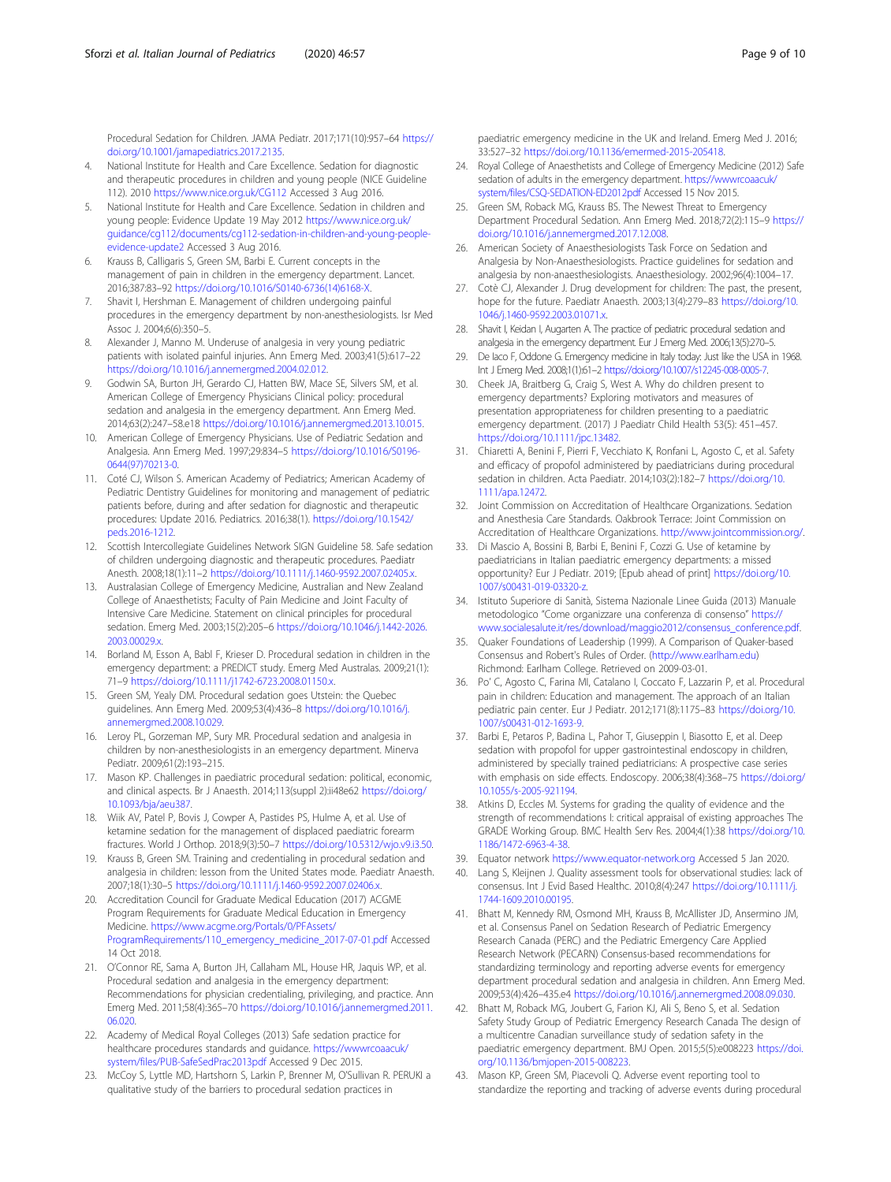Procedural Sedation for Children. JAMA Pediatr. 2017;171(10):957–64 https://doi.org/10.1001/jamapediatrics.2017.2135.

4. National Institute for Health and Care Excellence. Sedation for diagnostic and therapeutic procedures in children and young people (NICE Guideline 112). 2010 https://www.nice.org.uk/CG112 Accessed 3 Aug 2016.
5. National Institute for Health and Care Excellence. Sedation in children and young people: Evidence Update 19 May 2012 https://www.nice.org.uk/guidance/cg112/documents/cg112-sedation-in-children-and-young-people-evidence-update2 Accessed 3 Aug 2016.
6. Krauss B, Calligaris S, Green SM, Barbi E. Current concepts in the management of pain in children in the emergency department. Lancet. 2016;387:83–92 https://doi.org/10.1016/S0140-6736(14)6168-X.
7. Shavit I, Hershman E. Management of children undergoing painful procedures in the emergency department by non-anesthesiologists. Isr Med Assoc J. 2004;6(6):350–5.
8. Alexander J, Manno M. Underuse of analgesia in very young pediatric patients with isolated painful injuries. Ann Emerg Med. 2003;41(5):617–22 https://doi.org/10.1016/j.annemergmed.2004.02.012.
9. Godwin SA, Burton JH, Gerardo CJ, Hatten BW, Mace SE, Silvers SM, et al. American College of Emergency Physicians Clinical policy: procedural sedation and analgesia in the emergency department. Ann Emerg Med. 2014;63(2):247–58.e18 https://doi.org/10.1016/j.annemergmed.2013.10.015.
10. American College of Emergency Physicians. Use of Pediatric Sedation and Analgesia. Ann Emerg Med. 1997;29:834–5 https://doi.org/10.1016/S0196-0644(97)70213-0.
11. Coté CJ, Wilson S. American Academy of Pediatrics; American Academy of Pediatric Dentistry Guidelines for monitoring and management of pediatric patients before, during and after sedation for diagnostic and therapeutic procedures: Update 2016. Pediatrics. 2016;38(1). https://doi.org/10.1542/peds.2016-1212.
12. Scottish Intercollegiate Guidelines Network SIGN Guideline 58. Safe sedation of children undergoing diagnostic and therapeutic procedures. Paediatr Anesth. 2008;18(1):11–2 https://doi.org/10.1111/j.1460-9592.2007.02405.x.
13. Australasian College of Emergency Medicine, Australian and New Zealand College of Anaesthetists; Faculty of Pain Medicine and Joint Faculty of Intensive Care Medicine. Statement on clinical principles for procedural sedation. Emerg Med. 2003;15(2):205–6 https://doi.org/10.1046/j.1442-2026.2003.00029.x.
14. Borland M, Esson A, Babl F, Krieser D. Procedural sedation in children in the emergency department: a PREDICT study. Emerg Med Australas. 2009;21(1):71–9 https://doi.org/10.1111/j1742-6723.2008.01150.x.
15. Green SM, Yealy DM. Procedural sedation goes Utstein: the Quebec guidelines. Ann Emerg Med. 2009;53(4):436–8 https://doi.org/10.1016/j.annemergmed.2008.10.029.
16. Leroy PL, Gorzeman MP, Sury MR. Procedural sedation and analgesia in children by non-anesthesiologists in an emergency department. Minerva Pediatr. 2009;61(2):193–215.
17. Mason KP. Challenges in paediatric procedural sedation: political, economic, and clinical aspects. Br J Anaesth. 2014;113(suppl 2):ii48e62 https://doi.org/10.1093/bja/aeu387.
18. Wiik AV, Patel P, Bovis J, Cowper A, Pastides PS, Hulme A, et al. Use of ketamine sedation for the management of displaced paediatric forearm fractures. World J Orthop. 2018;9(3):50–7 https://doi.org/10.5312/wjo.v9.i3.50.
19. Krauss B, Green SM. Training and credentialing in procedural sedation and analgesia in children: lesson from the United States mode. Paediatr Anaesth. 2007;18(1):30–5 https://doi.org/10.1111/j.1460-9592.2007.02406.x.
20. Accreditation Council for Graduate Medical Education (2017) ACGME Program Requirements for Graduate Medical Education in Emergency Medicine. https://www.acgme.org/Portals/0/PFAssets/ProgramRequirements/110_emergency_medicine_2017-07-01.pdf Accessed 14 Oct 2018.
21. O'Connor RE, Sama A, Burton JH, Callaham ML, House HR, Jaquis WP, et al. Procedural sedation and analgesia in the emergency department: Recommendations for physician credentialing, privileging, and practice. Ann Emerg Med. 2011;58(4):365–70 https://doi.org/10.1016/j.annemergmed.2011.06.020.
22. Academy of Medical Royal Colleges (2013) Safe sedation practice for healthcare procedures standards and guidance. https://wwwrcoaacuk/system/files/PUB-SafeSedPrac2013pdf Accessed 9 Dec 2015.
23. McCoy S, Lyttle MD, Hartshorn S, Larkin P, Brenner M, O'Sullivan R. PERUKI a qualitative study of the barriers to procedural sedation practices in paediatric emergency medicine in the UK and Ireland. Emerg Med J. 2016; 33:527–32 https://doi.org/10.1136/emermed-2015-205418.
24. Royal College of Anaesthetists and College of Emergency Medicine (2012) Safe sedation of adults in the emergency department. https://wwwrcoaacuk/system/files/CSQ-SEDATION-ED2012pdf Accessed 15 Nov 2015.
25. Green SM, Roback MG, Krauss BS. The Newest Threat to Emergency Department Procedural Sedation. Ann Emerg Med. 2018;72(2):115–9 https://doi.org/10.1016/j.annemergmed.2017.12.008.
26. American Society of Anaesthesiologists Task Force on Sedation and Analgesia by Non-Anaesthesiologists. Practice guidelines for sedation and analgesia by non-anaesthesiologists. Anaesthesiology. 2002;96(4):1004–17.
27. Cotè CJ, Alexander J. Drug development for children: The past, the present, hope for the future. Paediatr Anaesth. 2003;13(4):279–83 https://doi.org/10.1046/j.1460-9592.2003.01071.x.
28. Shavit I, Keidan I, Augarten A. The practice of pediatric procedural sedation and analgesia in the emergency department. Eur J Emerg Med. 2006;13(5):270–5.
29. De Iaco F, Oddone G. Emergency medicine in Italy today: Just like the USA in 1968. Int J Emerg Med. 2008;1(1):61–2 https://doi.org/10.1007/s12245-008-0005-7.
30. Cheek JA, Braitberg G, Craig S, West A. Why do children present to emergency departments? Exploring motivators and measures of presentation appropriateness for children presenting to a paediatric emergency department. (2017) J Paediatr Child Health 53(5): 451–457. https://doi.org/10.1111/jpc.13482.
31. Chiaretti A, Benini F, Pierri F, Vecchiato K, Ronfani L, Agosto C, et al. Safety and efficacy of propofol administered by paediatricians during procedural sedation in children. Acta Paediatr. 2014;103(2):182–7 https://doi.org/10.1111/apa.12472.
32. Joint Commission on Accreditation of Healthcare Organizations. Sedation and Anesthesia Care Standards. Oakbrook Terrace: Joint Commission on Accreditation of Healthcare Organizations. http://www.jointcommission.org/.
33. Di Mascio A, Bossini B, Barbi E, Benini F, Cozzi G. Use of ketamine by paediatricians in Italian paediatric emergency departments: a missed opportunity? Eur J Pediatr. 2019; [Epub ahead of print] https://doi.org/10.1007/s00431-019-03320-z.
34. Istituto Superiore di Sanità, Sistema Nazionale Linee Guida (2013) Manuale metodologico "Come organizzare una conferenza di consenso" https://www.socialesalute.it/res/download/maggio2012/consensus_conference.pdf.
35. Quaker Foundations of Leadership (1999). A Comparison of Quaker-based Consensus and Robert's Rules of Order. (http://www.earlham.edu) Richmond: Earlham College. Retrieved on 2009-03-01.
36. Po' C, Agosto C, Farina MI, Catalano I, Coccato F, Lazzarin P, et al. Procedural pain in children: Education and management. The approach of an Italian pediatric pain center. Eur J Pediatr. 2012;171(8):1175–83 https://doi.org/10.1007/s00431-012-1693-9.
37. Barbi E, Petaros P, Badina L, Pahor T, Giuseppin I, Biasotto E, et al. Deep sedation with propofol for upper gastrointestinal endoscopy in children, administered by specially trained pediatricians: A prospective case series with emphasis on side effects. Endoscopy. 2006;38(4):368–75 https://doi.org/10.1055/s-2005-921194.
38. Atkins D, Eccles M. Systems for grading the quality of evidence and the strength of recommendations I: critical appraisal of existing approaches The GRADE Working Group. BMC Health Serv Res. 2004;4(1):38 https://doi.org/10.1186/1472-6963-4-38.
39. Equator network https://www.equator-network.org Accessed 5 Jan 2020.
40. Lang S, Kleijnen J. Quality assessment tools for observational studies: lack of consensus. Int J Evid Based Healthc. 2010;8(4):247 https://doi.org/10.1111/j.1744-1609.2010.00195.
41. Bhatt M, Kennedy RM, Osmond MH, Krauss B, McAllister JD, Ansermino JM, et al. Consensus Panel on Sedation Research of Pediatric Emergency Research Canada (PERC) and the Pediatric Emergency Care Applied Research Network (PECARN) Consensus-based recommendations for standardizing terminology and reporting adverse events for emergency department procedural sedation and analgesia in children. Ann Emerg Med. 2009;53(4):426–435.e4 https://doi.org/10.1016/j.annemergmed.2008.09.030.
42. Bhatt M, Roback MG, Joubert G, Farion KJ, Ali S, Beno S, et al. Sedation Safety Study Group of Pediatric Emergency Research Canada The design of a multicentre Canadian surveillance study of sedation safety in the paediatric emergency department. BMJ Open. 2015;5(5):e008223 https://doi.org/10.1136/bmjopen-2015-008223.
43. Mason KP, Green SM, Piacevoli Q. Adverse event reporting tool to standardize the reporting and tracking of adverse events during procedural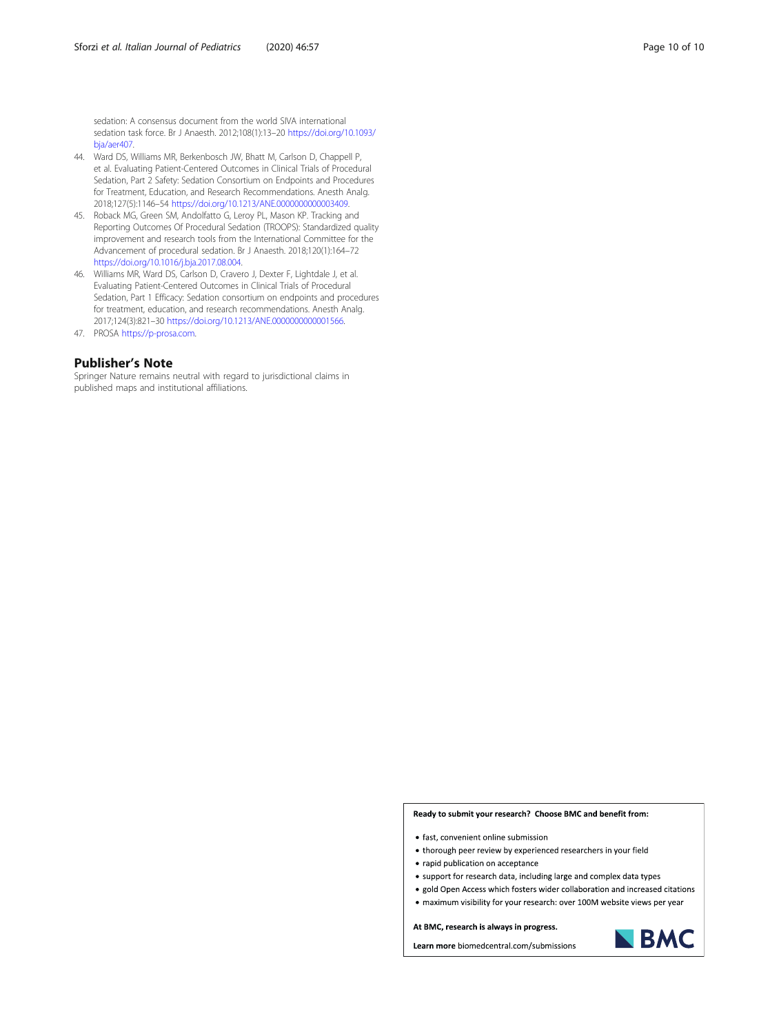sedation: A consensus document from the world SIVA international sedation task force. Br J Anaesth. 2012;108(1):13–20 https://doi.org/10.1093/bja/aer407.

44. Ward DS, Williams MR, Berkenbosch JW, Bhatt M, Carlson D, Chappell P, et al. Evaluating Patient-Centered Outcomes in Clinical Trials of Procedural Sedation, Part 2 Safety: Sedation Consortium on Endpoints and Procedures for Treatment, Education, and Research Recommendations. Anesth Analg. 2018;127(5):1146–54 https://doi.org/10.1213/ANE.0000000000003409.
45. Roback MG, Green SM, Andolfatto G, Leroy PL, Mason KP. Tracking and Reporting Outcomes Of Procedural Sedation (TROOPS): Standardized quality improvement and research tools from the International Committee for the Advancement of procedural sedation. Br J Anaesth. 2018;120(1):164–72 https://doi.org/10.1016/j.bja.2017.08.004.
46. Williams MR, Ward DS, Carlson D, Cravero J, Dexter F, Lightdale J, et al. Evaluating Patient-Centered Outcomes in Clinical Trials of Procedural Sedation, Part 1 Efficacy: Sedation consortium on endpoints and procedures for treatment, education, and research recommendations. Anesth Analg. 2017;124(3):821–30 https://doi.org/10.1213/ANE.0000000000001566.
47. PROSA https://p-prosa.com.

## Publisher's Note

Springer Nature remains neutral with regard to jurisdictional claims in published maps and institutional affiliations.

**Ready to submit your research? Choose BMC and benefit from:**

- fast, convenient online submission
- thorough peer review by experienced researchers in your field
- rapid publication on acceptance
- support for research data, including large and complex data types
- gold Open Access which fosters wider collaboration and increased citations
- maximum visibility for your research: over 100M website views per year

**At BMC, research is always in progress.**

**Learn more** biomedcentral.com/submissions